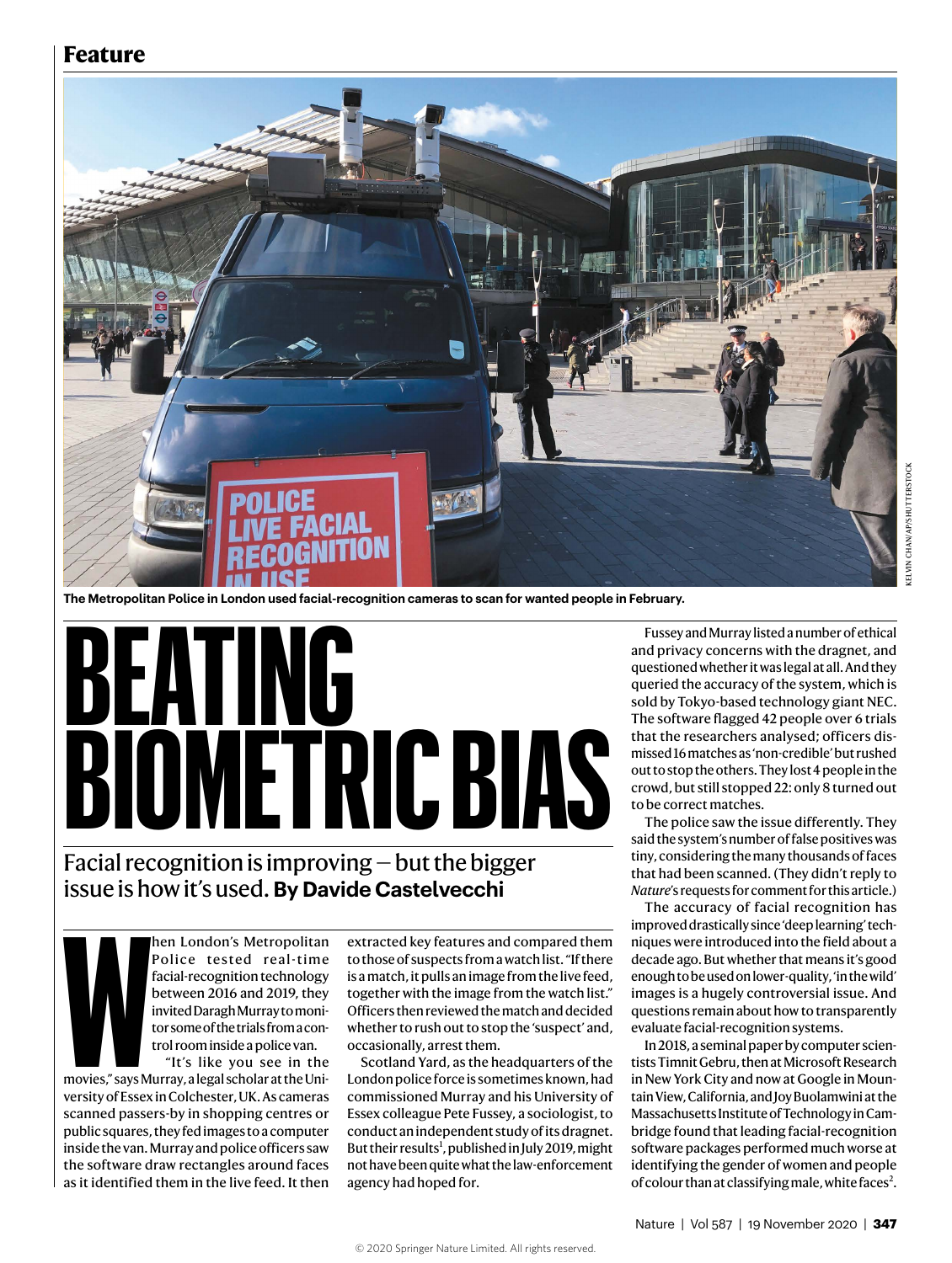The Metropolitan Police in London used facial-recognition cameras to scan for wanted people in February.

# BEATING BIOMETRIC BIAS

## Facial recognition is improving — but the bigger issue is how it's used. **By Davide Castelvecchi**

When London's Metropolitan Police tested real-time facial-recognition technology between 2016 and 2019, they invited Daragh Murray to monitor some of the trials from a control room inside a police van.

"It's like you see in the movies," says Murray, a legal scholar at the University of Essex in Colchester, UK. As cameras scanned passers-by in shopping centres or public squares, they fed images to a computer inside the van. Murray and police officers saw the software draw rectangles around faces as it identified them in the live feed. It then extracted key features and compared them to those of suspects from a watch list. "If there is a match, it pulls an image from the live feed, together with the image from the watch list." Officers then reviewed the match and decided whether to rush out to stop the 'suspect' and, occasionally, arrest them.

Scotland Yard, as the headquarters of the London police force is sometimes known, had commissioned Murray and his University of Essex colleague Pete Fussey, a sociologist, to conduct an independent study of its dragnet. But their results[1], published in July 2019, might not have been quite what the law-enforcement agency had hoped for.

Fussey and Murray listed a number of ethical and privacy concerns with the dragnet, and questioned whether it was legal at all. And they queried the accuracy of the system, which is sold by Tokyo-based technology giant NEC. The software flagged 42 people over 6 trials that the researchers analysed; officers dismissed 16 matches as 'non-credible' but rushed out to stop the others. They lost 4 people in the crowd, but still stopped 22: only 8 turned out to be correct matches.

The police saw the issue differently. They said the system's number of false positives was tiny, considering the many thousands of faces that had been scanned. (They didn't reply to *Nature*'s requests for comment for this article.)

The accuracy of facial recognition has improved drastically since 'deep learning' techniques were introduced into the field about a decade ago. But whether that means it's good enough to be used on lower-quality, 'in the wild' images is a hugely controversial issue. And questions remain about how to transparently evaluate facial-recognition systems.

In 2018, a seminal paper by computer scientists Timnit Gebru, then at Microsoft Research in New York City and now at Google in Mountain View, California, and Joy Buolamwini at the Massachusetts Institute of Technology in Cambridge found that leading facial-recognition software packages performed much worse at identifying the gender of women and people of colour than at classifying male, white faces[2].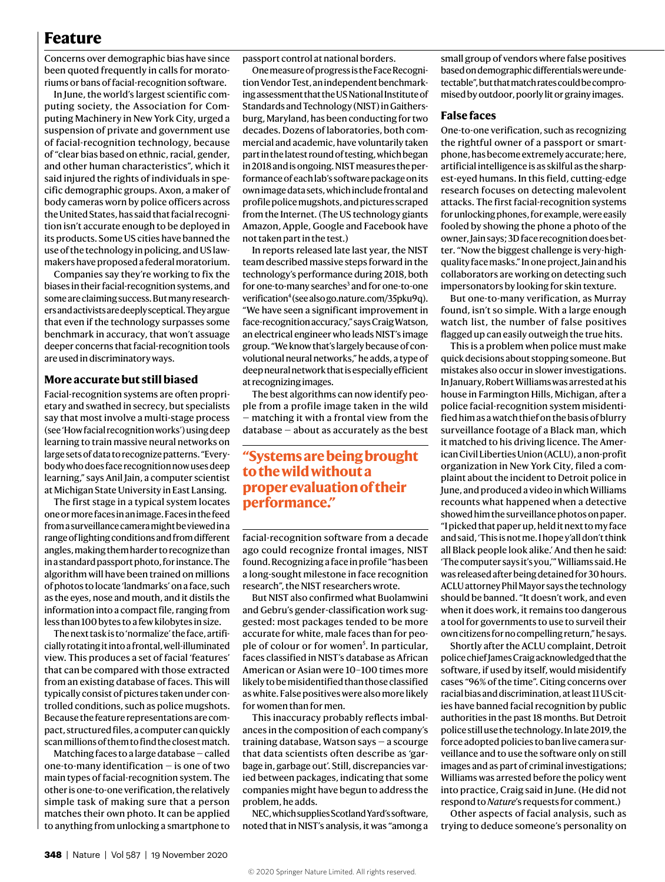Concerns over demographic bias have since been quoted frequently in calls for moratoriums or bans of facial-recognition software.

In June, the world's largest scientific computing society, the Association for Computing Machinery in New York City, urged a suspension of private and government use of facial-recognition technology, because of "clear bias based on ethnic, racial, gender, and other human characteristics", which it said injured the rights of individuals in specific demographic groups. Axon, a maker of body cameras worn by police officers across the United States, has said that facial recognition isn't accurate enough to be deployed in its products. Some US cities have banned the use of the technology in policing, and US lawmakers have proposed a federal moratorium.

Companies say they're working to fix the biases in their facial-recognition systems, and some are claiming success. But many researchers and activists are deeply sceptical. They argue that even if the technology surpasses some benchmark in accuracy, that won't assuage deeper concerns that facial-recognition tools are used in discriminatory ways.

## More accurate but still biased

Facial-recognition systems are often proprietary and swathed in secrecy, but specialists say that most involve a multi-stage process (see 'How facial recognition works') using deep learning to train massive neural networks on large sets of data to recognize patterns. "Everybody who does face recognition now uses deep learning," says Anil Jain, a computer scientist at Michigan State University in East Lansing.

The first stage in a typical system locates one or more faces in an image. Faces in the feed from a surveillance camera might be viewed in a range of lighting conditions and from different angles, making them harder to recognize than in a standard passport photo, for instance. The algorithm will have been trained on millions of photos to locate 'landmarks' on a face, such as the eyes, nose and mouth, and it distils the information into a compact file, ranging from less than 100 bytes to a few kilobytes in size.

The next task is to 'normalize' the face, artificially rotating it into a frontal, well-illuminated view. This produces a set of facial 'features' that can be compared with those extracted from an existing database of faces. This will typically consist of pictures taken under controlled conditions, such as police mugshots. Because the feature representations are compact, structured files, a computer can quickly scan millions of them to find the closest match.

Matching faces to a large database — called one-to-many identification — is one of two main types of facial-recognition system. The other is one-to-one verification, the relatively simple task of making sure that a person matches their own photo. It can be applied to anything from unlocking a smartphone to passport control at national borders.

One measure of progress is the Face Recognition Vendor Test, an independent benchmarking assessment that the US National Institute of Standards and Technology (NIST) in Gaithersburg, Maryland, has been conducting for two decades. Dozens of laboratories, both commercial and academic, have voluntarily taken part in the latest round of testing, which began in 2018 and is ongoing. NIST measures the performance of each lab's software package on its own image data sets, which include frontal and profile police mugshots, and pictures scraped from the Internet. (The US technology giants Amazon, Apple, Google and Facebook have not taken part in the test.)

In reports released late last year, the NIST team described massive steps forward in the technology's performance during 2018, both for one-to-many searches[3] and for one-to-one verification[4] (see also go.nature.com/35pku9q). "We have seen a significant improvement in face-recognition accuracy," says Craig Watson, an electrical engineer who leads NIST's image group. "We know that's largely because of convolutional neural networks," he adds, a type of deep neural network that is especially efficient at recognizing images.

The best algorithms can now identify people from a profile image taken in the wild — matching it with a frontal view from the database — about as accurately as the best facial-recognition software from a decade ago could recognize frontal images, NIST found. Recognizing a face in profile "has been a long-sought milestone in face recognition research", the NIST researchers wrote.

> **"Systems are being brought to the wild without a proper evaluation of their performance."**

But NIST also confirmed what Buolamwini and Gebru's gender-classification work suggested: most packages tended to be more accurate for white, male faces than for people of colour or for women[5]. In particular, faces classified in NIST's database as African American or Asian were 10–100 times more likely to be misidentified than those classified as white. False positives were also more likely for women than for men.

This inaccuracy probably reflects imbalances in the composition of each company's training database, Watson says — a scourge that data scientists often describe as 'garbage in, garbage out'. Still, discrepancies varied between packages, indicating that some companies might have begun to address the problem, he adds.

NEC, which supplies Scotland Yard's software, noted that in NIST's analysis, it was "among a small group of vendors where false positives based on demographic differentials were undetectable", but that match rates could be compromised by outdoor, poorly lit or grainy images.

## False faces

One-to-one verification, such as recognizing the rightful owner of a passport or smartphone, has become extremely accurate; here, artificial intelligence is as skilful as the sharpest-eyed humans. In this field, cutting-edge research focuses on detecting malevolent attacks. The first facial-recognition systems for unlocking phones, for example, were easily fooled by showing the phone a photo of the owner, Jain says; 3D face recognition does better. "Now the biggest challenge is very-high-quality face masks." In one project, Jain and his collaborators are working on detecting such impersonators by looking for skin texture.

But one-to-many verification, as Murray found, isn't so simple. With a large enough watch list, the number of false positives flagged up can easily outweigh the true hits.

This is a problem when police must make quick decisions about stopping someone. But mistakes also occur in slower investigations. In January, Robert Williams was arrested at his house in Farmington Hills, Michigan, after a police facial-recognition system misidentified him as a watch thief on the basis of blurry surveillance footage of a Black man, which it matched to his driving licence. The American Civil Liberties Union (ACLU), a non-profit organization in New York City, filed a complaint about the incident to Detroit police in June, and produced a video in which Williams recounts what happened when a detective showed him the surveillance photos on paper. "I picked that paper up, held it next to my face and said, 'This is not me. I hope y'all don't think all Black people look alike.' And then he said: 'The computer says it's you,'" Williams said. He was released after being detained for 30 hours. ACLU attorney Phil Mayor says the technology should be banned. "It doesn't work, and even when it does work, it remains too dangerous a tool for governments to use to surveil their own citizens for no compelling return," he says.

Shortly after the ACLU complaint, Detroit police chief James Craig acknowledged that the software, if used by itself, would misidentify cases "96% of the time". Citing concerns over racial bias and discrimination, at least 11 US cities have banned facial recognition by public authorities in the past 18 months. But Detroit police still use the technology. In late 2019, the force adopted policies to ban live camera surveillance and to use the software only on still images and as part of criminal investigations; Williams was arrested before the policy went into practice, Craig said in June. (He did not respond to *Nature*'s requests for comment.)

Other aspects of facial analysis, such as trying to deduce someone's personality on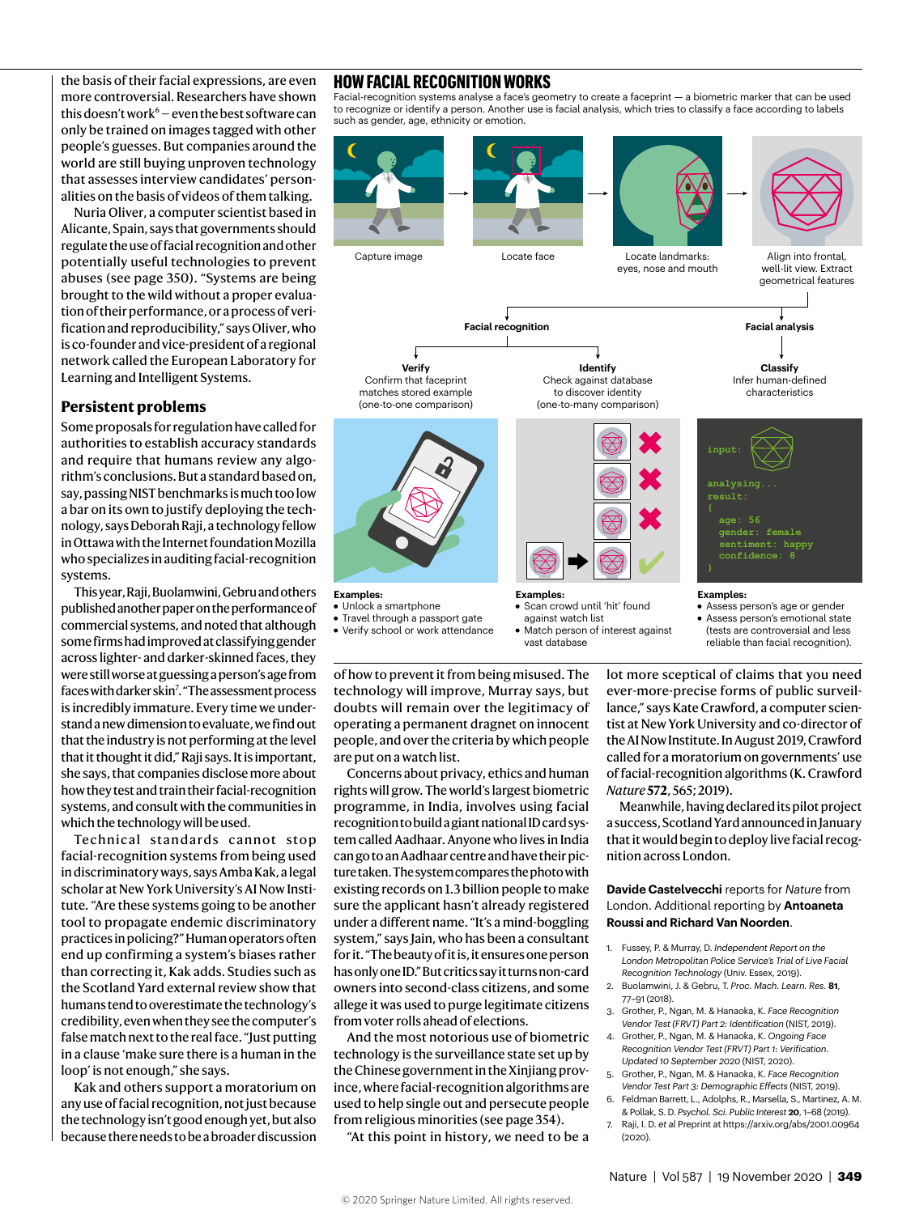the basis of their facial expressions, are even more controversial. Researchers have shown this doesn't work[6] – even the best software can only be trained on images tagged with other people's guesses. But companies around the world are still buying unproven technology that assesses interview candidates' personalities on the basis of videos of them talking.

Nuria Oliver, a computer scientist based in Alicante, Spain, says that governments should regulate the use of facial recognition and other potentially useful technologies to prevent abuses (see page 350). "Systems are being brought to the wild without a proper evaluation of their performance, or a process of verification and reproducibility," says Oliver, who is co-founder and vice-president of a regional network called the European Laboratory for Learning and Intelligent Systems.

## Persistent problems

Some proposals for regulation have called for authorities to establish accuracy standards and require that humans review any algorithm's conclusions. But a standard based on, say, passing NIST benchmarks is much too low a bar on its own to justify deploying the technology, says Deborah Raji, a technology fellow in Ottawa with the Internet foundation Mozilla who specializes in auditing facial-recognition systems.

This year, Raji, Buolamwini, Gebru and others published another paper on the performance of commercial systems, and noted that although some firms had improved at classifying gender across lighter- and darker-skinned faces, they were still worse at guessing a person's age from faces with darker skin[7]. "The assessment process is incredibly immature. Every time we understand a new dimension to evaluate, we find out that the industry is not performing at the level that it thought it did," Raji says. It is important, she says, that companies disclose more about how they test and train their facial-recognition systems, and consult with the communities in which the technology will be used.

Technical standards cannot stop facial-recognition systems from being used in discriminatory ways, says Amba Kak, a legal scholar at New York University's AI Now Institute. "Are these systems going to be another tool to propagate endemic discriminatory practices in policing?" Human operators often end up confirming a system's biases rather than correcting it, Kak adds. Studies such as the Scotland Yard external review show that humans tend to overestimate the technology's credibility, even when they see the computer's false match next to the real face. "Just putting in a clause 'make sure there is a human in the loop' is not enough," she says.

Kak and others support a moratorium on any use of facial recognition, not just because the technology isn't good enough yet, but also because there needs to be a broader discussion

## HOW FACIAL RECOGNITION WORKS

Facial-recognition systems analyse a face's geometry to create a faceprint — a biometric marker that can be used to recognize or identify a person. Another use is facial analysis, which tries to classify a face according to labels such as gender, age, ethnicity or emotion.

Capture image → Locate face → Locate landmarks: eyes, nose and mouth → Align into frontal, well-lit view. Extract geometrical features

**Facial recognition**

**Verify**
Confirm that faceprint matches stored example (one-to-one comparison)

**Identify**
Check against database to discover identity (one-to-many comparison)

**Facial analysis**

**Classify**
Infer human-defined characteristics

```
input:
analysing...
result:
{
  age: 56
  gender: female
  sentiment: happy
  confidence: 8
}
```

**Examples:**
- Unlock a smartphone
- Travel through a passport gate
- Verify school or work attendance

**Examples:**
- Scan crowd until 'hit' found against watch list
- Match person of interest against vast database

**Examples:**
- Assess person's age or gender
- Assess person's emotional state (tests are controversial and less reliable than facial recognition).

of how to prevent it from being misused. The technology will improve, Murray says, but doubts will remain over the legitimacy of operating a permanent dragnet on innocent people, and over the criteria by which people are put on a watch list.

Concerns about privacy, ethics and human rights will grow. The world's largest biometric programme, in India, involves using facial recognition to build a giant national ID card system called Aadhaar. Anyone who lives in India can go to an Aadhaar centre and have their picture taken. The system compares the photo with existing records on 1.3 billion people to make sure the applicant hasn't already registered under a different name. "It's a mind-boggling system," says Jain, who has been a consultant for it. "The beauty of it is, it ensures one person has only one ID." But critics say it turns non-card owners into second-class citizens, and some allege it was used to purge legitimate citizens from voter rolls ahead of elections.

And the most notorious use of biometric technology is the surveillance state set up by the Chinese government in the Xinjiang province, where facial-recognition algorithms are used to help single out and persecute people from religious minorities (see page 354).

"At this point in history, we need to be a lot more sceptical of claims that you need ever-more-precise forms of public surveillance," says Kate Crawford, a computer scientist at New York University and co-director of the AI Now Institute. In August 2019, Crawford called for a moratorium on governments' use of facial-recognition algorithms (K. Crawford *Nature* **572**, 565; 2019).

Meanwhile, having declared its pilot project a success, Scotland Yard announced in January that it would begin to deploy live facial recognition across London.

**Davide Castelvecchi** reports for *Nature* from London. Additional reporting by **Antoaneta Roussi and Richard Van Noorden**.

1. Fussey, P. & Murray, D. *Independent Report on the London Metropolitan Police Service's Trial of Live Facial Recognition Technology* (Univ. Essex, 2019).
2. Buolamwini, J. & Gebru, T. *Proc. Mach. Learn. Res.* **81**, 77–91 (2018).
3. Grother, P., Ngan, M. & Hanaoka, K. *Face Recognition Vendor Test (FRVT) Part 2: Identification* (NIST, 2019).
4. Grother, P., Ngan, M. & Hanaoka, K. *Ongoing Face Recognition Vendor Test (FRVT) Part 1: Verification. Updated 10 September 2020* (NIST, 2020).
5. Grother, P., Ngan, M. & Hanaoka, K. *Face Recognition Vendor Test Part 3: Demographic Effects* (NIST, 2019).
6. Feldman Barrett, L., Adolphs, R., Marsella, S., Martinez, A. M. & Pollak, S. D. *Psychol. Sci. Public Interest* **20**, 1–68 (2019).
7. Raji, I. D. *et al* Preprint at https://arxiv.org/abs/2001.00964 (2020).